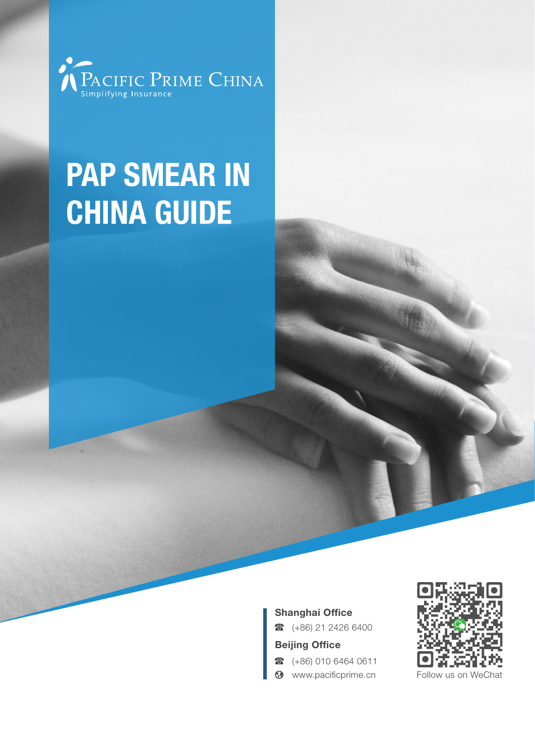Pacific Prime China

Simplifying Insurance

# PAP SMEAR IN CHINA GUIDE

**Shanghai Office**

☎ (+86) 21 2426 6400

**Beijing Office**

☎ (+86) 010 6464 0611

www.pacificprime.cn

Follow us on WeChat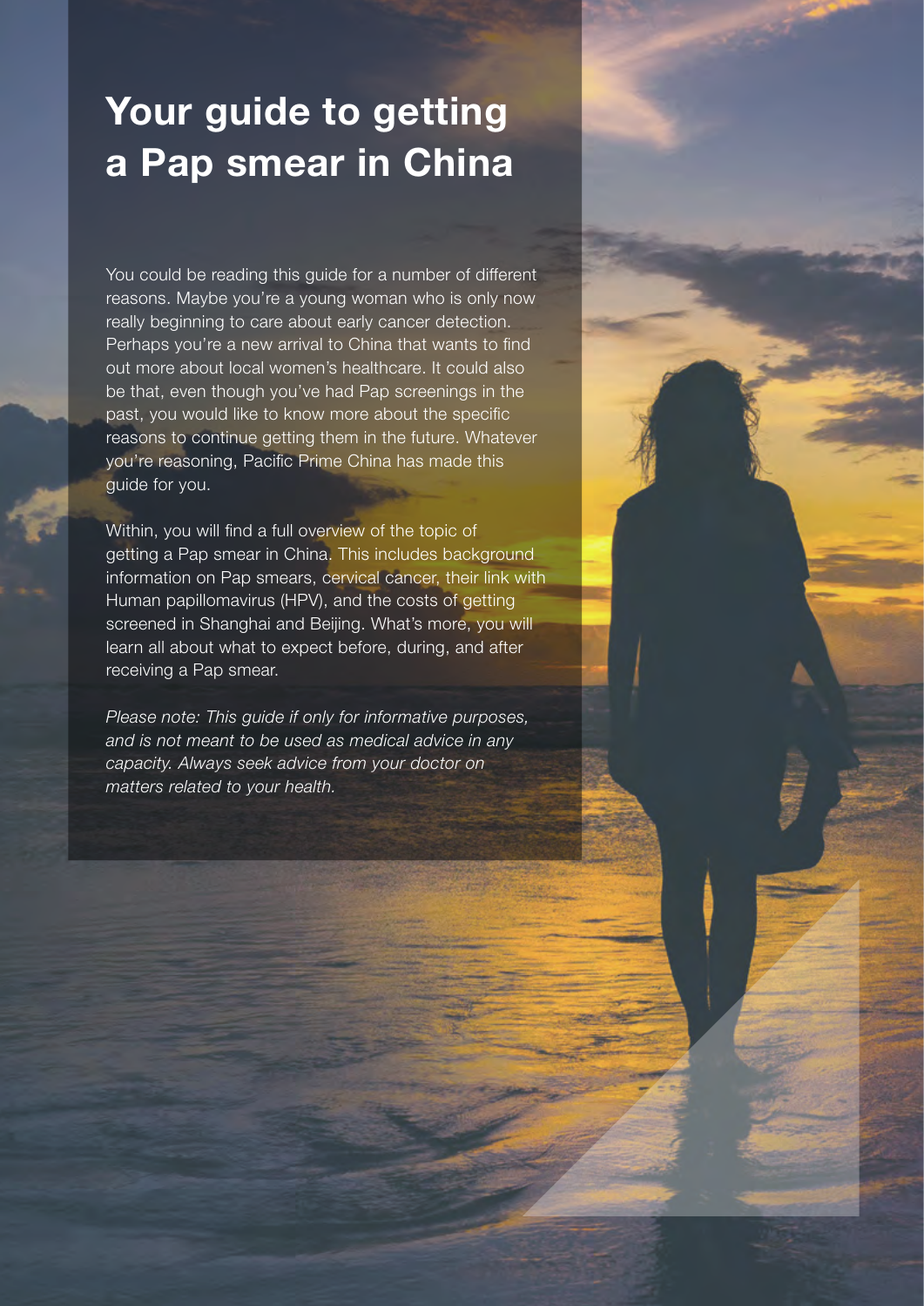# Your guide to getting a Pap smear in China

You could be reading this guide for a number of different reasons. Maybe you're a young woman who is only now really beginning to care about early cancer detection. Perhaps you're a new arrival to China that wants to find out more about local women's healthcare. It could also be that, even though you've had Pap screenings in the past, you would like to know more about the specific reasons to continue getting them in the future. Whatever you're reasoning, Pacific Prime China has made this guide for you.

Within, you will find a full overview of the topic of getting a Pap smear in China. This includes background information on Pap smears, cervical cancer, their link with Human papillomavirus (HPV), and the costs of getting screened in Shanghai and Beijing. What's more, you will learn all about what to expect before, during, and after receiving a Pap smear.

*Please note: This guide if only for informative purposes, and is not meant to be used as medical advice in any capacity. Always seek advice from your doctor on matters related to your health.*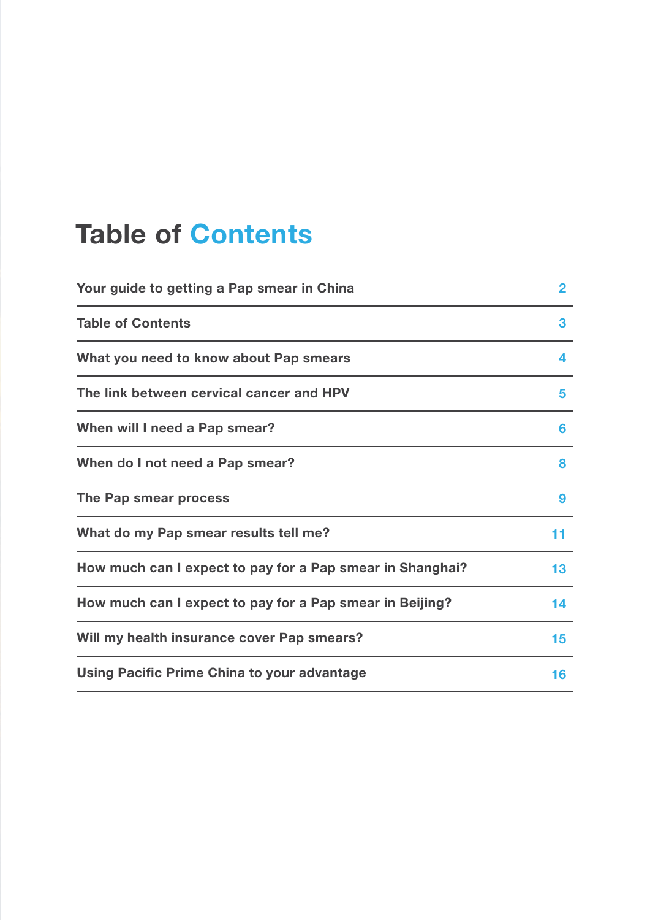# Table of Contents

| | |
|---|---|
| Your guide to getting a Pap smear in China | 2 |
| Table of Contents | 3 |
| What you need to know about Pap smears | 4 |
| The link between cervical cancer and HPV | 5 |
| When will I need a Pap smear? | 6 |
| When do I not need a Pap smear? | 8 |
| The Pap smear process | 9 |
| What do my Pap smear results tell me? | 11 |
| How much can I expect to pay for a Pap smear in Shanghai? | 13 |
| How much can I expect to pay for a Pap smear in Beijing? | 14 |
| Will my health insurance cover Pap smears? | 15 |
| Using Pacific Prime China to your advantage | 16 |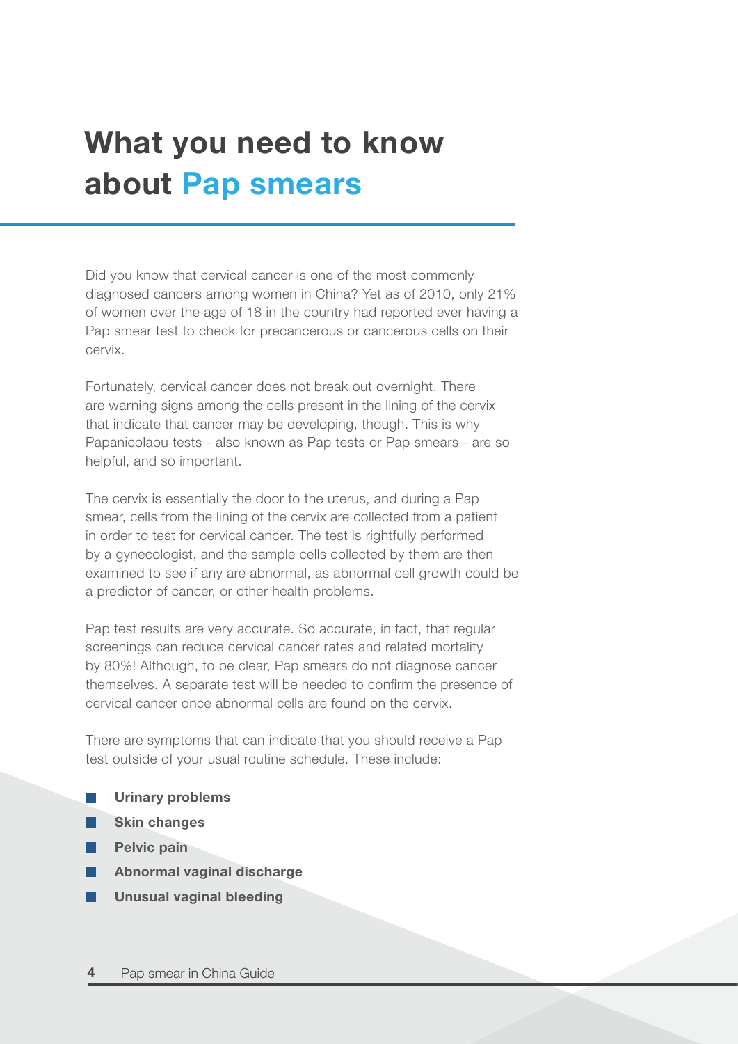# What you need to know about Pap smears

Did you know that cervical cancer is one of the most commonly diagnosed cancers among women in China? Yet as of 2010, only 21% of women over the age of 18 in the country had reported ever having a Pap smear test to check for precancerous or cancerous cells on their cervix.

Fortunately, cervical cancer does not break out overnight. There are warning signs among the cells present in the lining of the cervix that indicate that cancer may be developing, though. This is why Papanicolaou tests - also known as Pap tests or Pap smears - are so helpful, and so important.

The cervix is essentially the door to the uterus, and during a Pap smear, cells from the lining of the cervix are collected from a patient in order to test for cervical cancer. The test is rightfully performed by a gynecologist, and the sample cells collected by them are then examined to see if any are abnormal, as abnormal cell growth could be a predictor of cancer, or other health problems.

Pap test results are very accurate. So accurate, in fact, that regular screenings can reduce cervical cancer rates and related mortality by 80%! Although, to be clear, Pap smears do not diagnose cancer themselves. A separate test will be needed to confirm the presence of cervical cancer once abnormal cells are found on the cervix.

There are symptoms that can indicate that you should receive a Pap test outside of your usual routine schedule. These include:

- **Urinary problems**
- **Skin changes**
- **Pelvic pain**
- **Abnormal vaginal discharge**
- **Unusual vaginal bleeding**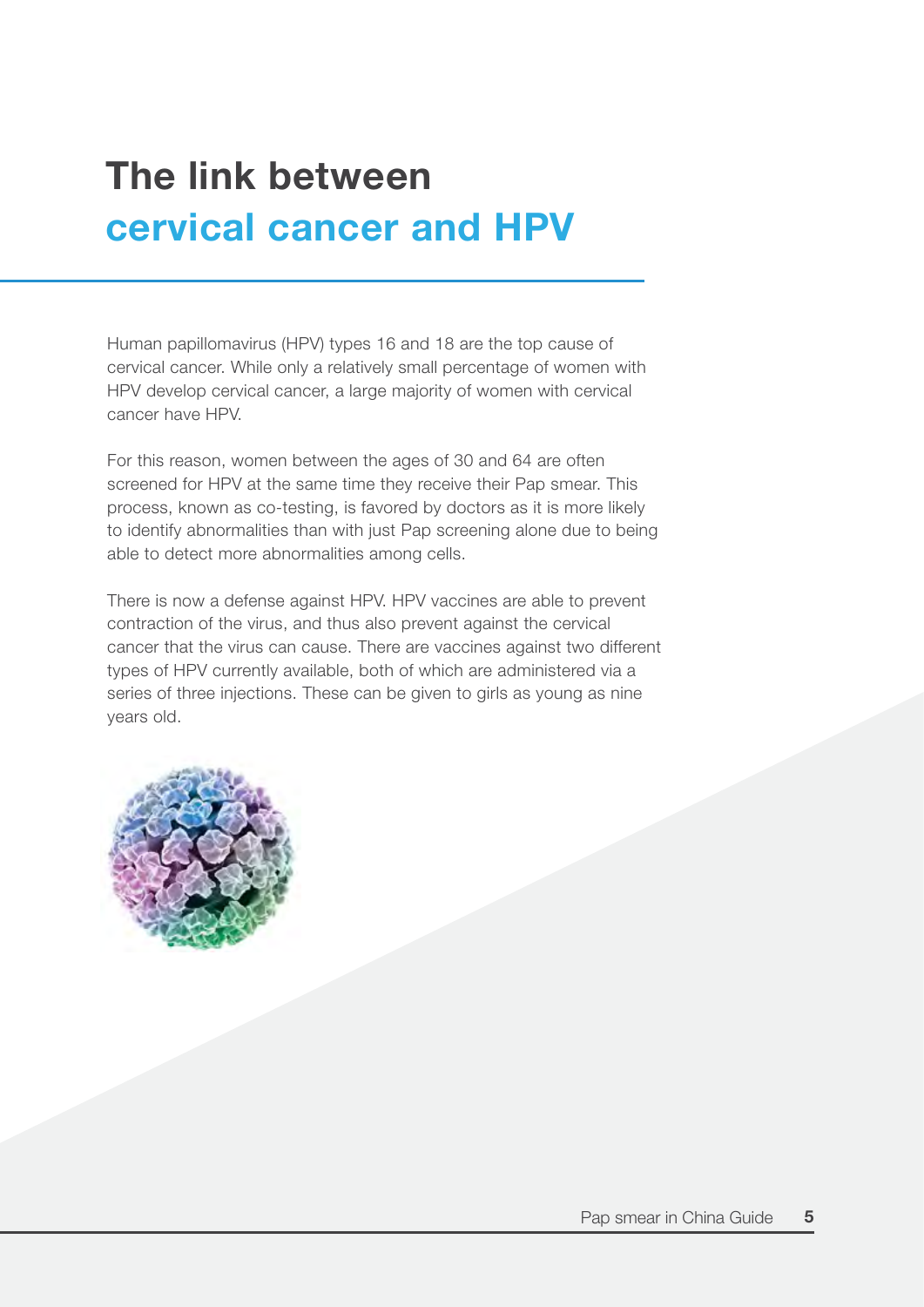# The link between cervical cancer and HPV

Human papillomavirus (HPV) types 16 and 18 are the top cause of cervical cancer. While only a relatively small percentage of women with HPV develop cervical cancer, a large majority of women with cervical cancer have HPV.

For this reason, women between the ages of 30 and 64 are often screened for HPV at the same time they receive their Pap smear. This process, known as co-testing, is favored by doctors as it is more likely to identify abnormalities than with just Pap screening alone due to being able to detect more abnormalities among cells.

There is now a defense against HPV. HPV vaccines are able to prevent contraction of the virus, and thus also prevent against the cervical cancer that the virus can cause. There are vaccines against two different types of HPV currently available, both of which are administered via a series of three injections. These can be given to girls as young as nine years old.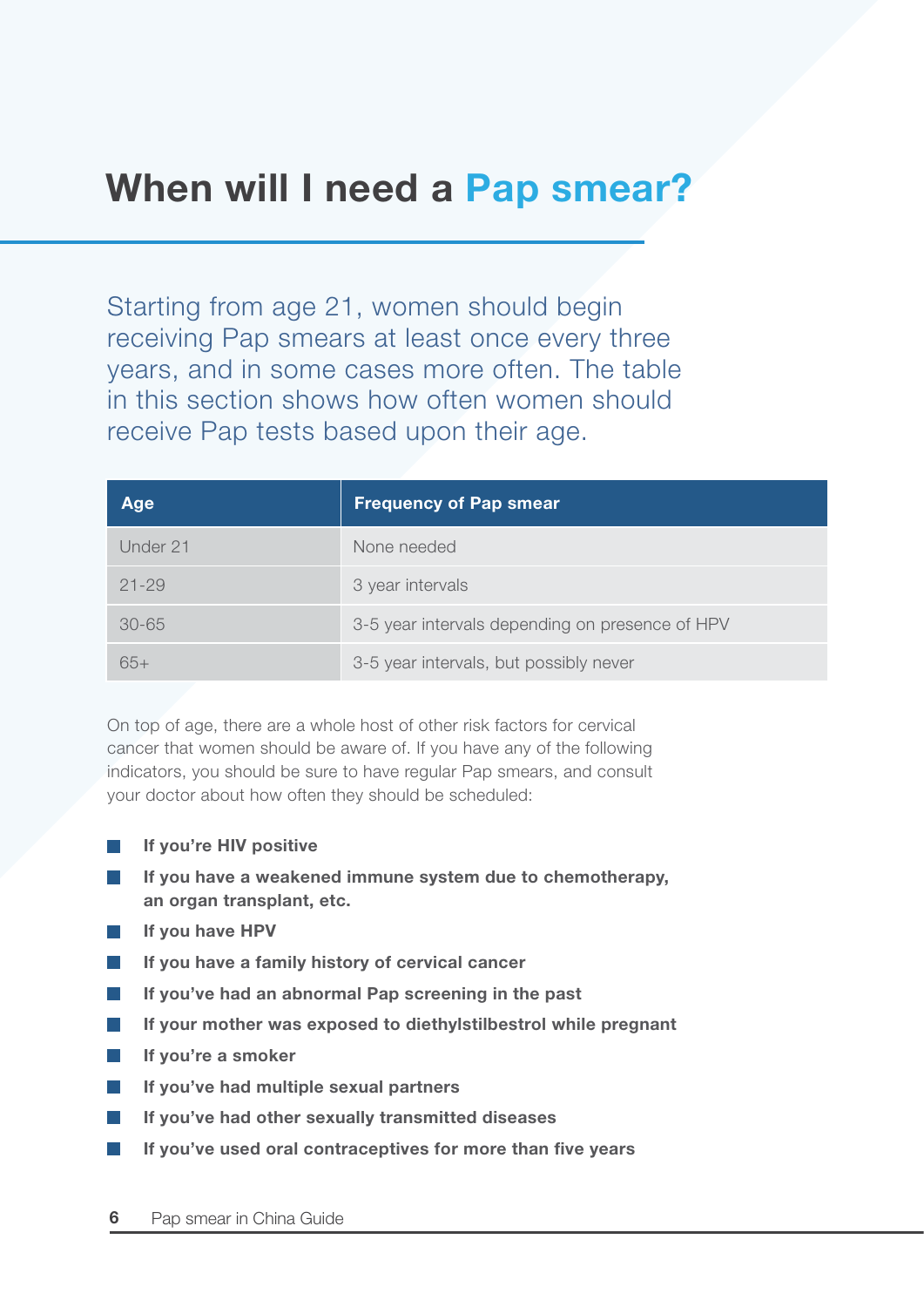# When will I need a Pap smear?

Starting from age 21, women should begin receiving Pap smears at least once every three years, and in some cases more often. The table in this section shows how often women should receive Pap tests based upon their age.

| Age | Frequency of Pap smear |
| --- | --- |
| Under 21 | None needed |
| 21-29 | 3 year intervals |
| 30-65 | 3-5 year intervals depending on presence of HPV |
| 65+ | 3-5 year intervals, but possibly never |

On top of age, there are a whole host of other risk factors for cervical cancer that women should be aware of. If you have any of the following indicators, you should be sure to have regular Pap smears, and consult your doctor about how often they should be scheduled:

- **If you're HIV positive**
- **If you have a weakened immune system due to chemotherapy, an organ transplant, etc.**
- **If you have HPV**
- **If you have a family history of cervical cancer**
- **If you've had an abnormal Pap screening in the past**
- **If your mother was exposed to diethylstilbestrol while pregnant**
- **If you're a smoker**
- **If you've had multiple sexual partners**
- **If you've had other sexually transmitted diseases**
- **If you've used oral contraceptives for more than five years**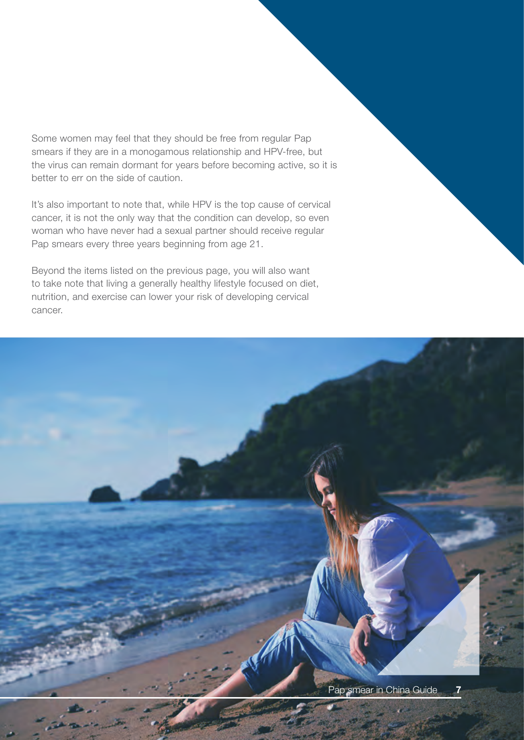Some women may feel that they should be free from regular Pap smears if they are in a monogamous relationship and HPV-free, but the virus can remain dormant for years before becoming active, so it is better to err on the side of caution.

It's also important to note that, while HPV is the top cause of cervical cancer, it is not the only way that the condition can develop, so even woman who have never had a sexual partner should receive regular Pap smears every three years beginning from age 21.

Beyond the items listed on the previous page, you will also want to take note that living a generally healthy lifestyle focused on diet, nutrition, and exercise can lower your risk of developing cervical cancer.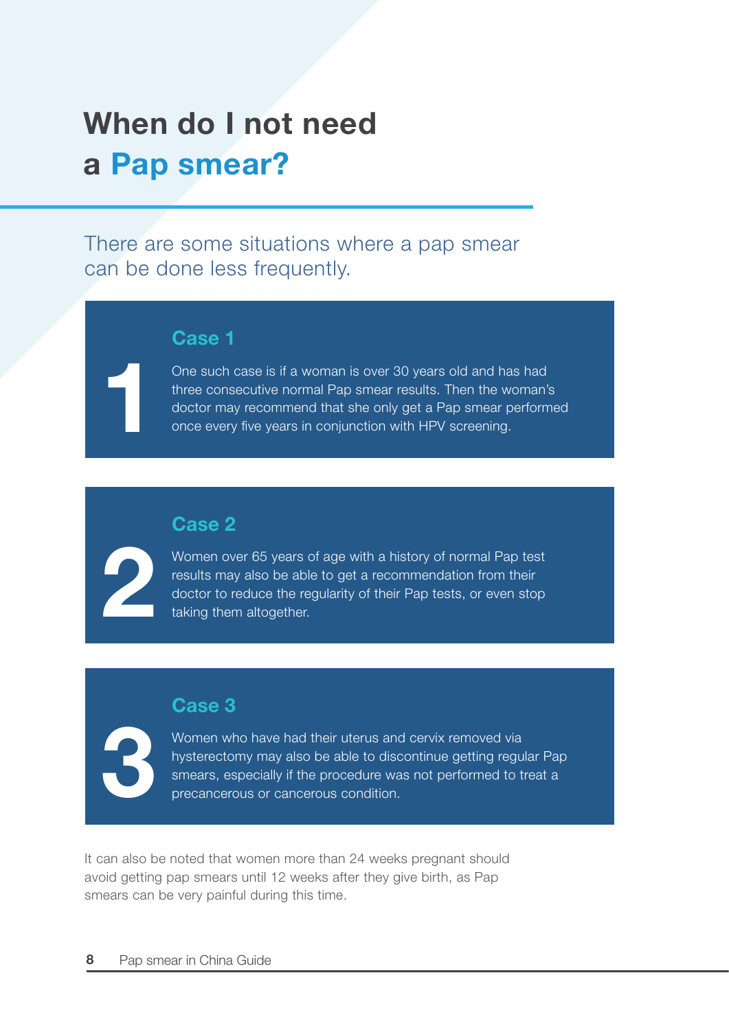# When do I not need a Pap smear?

There are some situations where a pap smear can be done less frequently.

## Case 1

One such case is if a woman is over 30 years old and has had three consecutive normal Pap smear results. Then the woman's doctor may recommend that she only get a Pap smear performed once every five years in conjunction with HPV screening.

## Case 2

Women over 65 years of age with a history of normal Pap test results may also be able to get a recommendation from their doctor to reduce the regularity of their Pap tests, or even stop taking them altogether.

## Case 3

Women who have had their uterus and cervix removed via hysterectomy may also be able to discontinue getting regular Pap smears, especially if the procedure was not performed to treat a precancerous or cancerous condition.

It can also be noted that women more than 24 weeks pregnant should avoid getting pap smears until 12 weeks after they give birth, as Pap smears can be very painful during this time.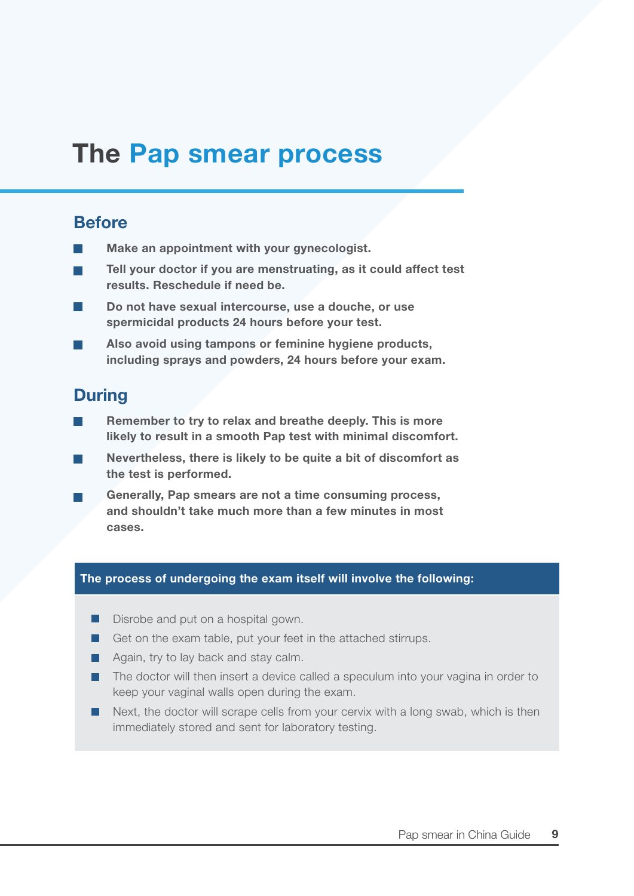# The Pap smear process

## Before

- Make an appointment with your gynecologist.
- Tell your doctor if you are menstruating, as it could affect test results. Reschedule if need be.
- Do not have sexual intercourse, use a douche, or use spermicidal products 24 hours before your test.
- Also avoid using tampons or feminine hygiene products, including sprays and powders, 24 hours before your exam.

## During

- Remember to try to relax and breathe deeply. This is more likely to result in a smooth Pap test with minimal discomfort.
- Nevertheless, there is likely to be quite a bit of discomfort as the test is performed.
- Generally, Pap smears are not a time consuming process, and shouldn't take much more than a few minutes in most cases.

**The process of undergoing the exam itself will involve the following:**

- Disrobe and put on a hospital gown.
- Get on the exam table, put your feet in the attached stirrups.
- Again, try to lay back and stay calm.
- The doctor will then insert a device called a speculum into your vagina in order to keep your vaginal walls open during the exam.
- Next, the doctor will scrape cells from your cervix with a long swab, which is then immediately stored and sent for laboratory testing.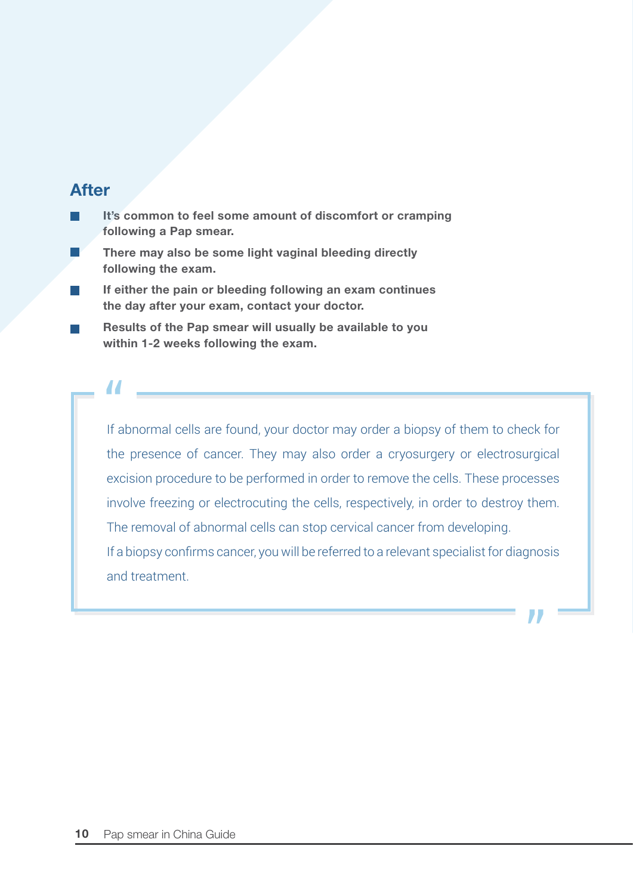## After

- **It's common to feel some amount of discomfort or cramping following a Pap smear.**
- **There may also be some light vaginal bleeding directly following the exam.**
- **If either the pain or bleeding following an exam continues the day after your exam, contact your doctor.**
- **Results of the Pap smear will usually be available to you within 1-2 weeks following the exam.**

> If abnormal cells are found, your doctor may order a biopsy of them to check for the presence of cancer. They may also order a cryosurgery or electrosurgical excision procedure to be performed in order to remove the cells. These processes involve freezing or electrocuting the cells, respectively, in order to destroy them. The removal of abnormal cells can stop cervical cancer from developing.
> If a biopsy confirms cancer, you will be referred to a relevant specialist for diagnosis and treatment.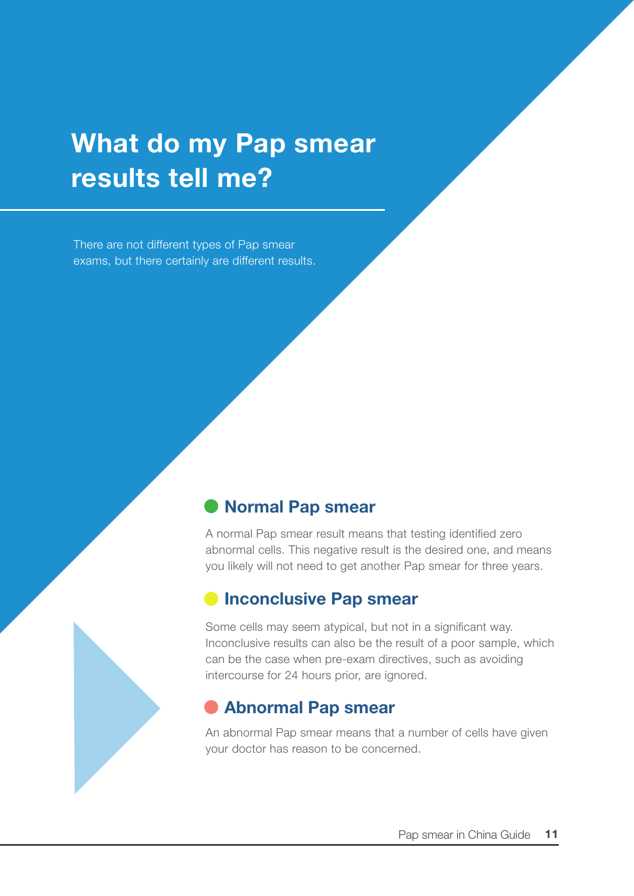# What do my Pap smear results tell me?

There are not different types of Pap smear exams, but there certainly are different results.

## Normal Pap smear

A normal Pap smear result means that testing identified zero abnormal cells. This negative result is the desired one, and means you likely will not need to get another Pap smear for three years.

## Inconclusive Pap smear

Some cells may seem atypical, but not in a significant way. Inconclusive results can also be the result of a poor sample, which can be the case when pre-exam directives, such as avoiding intercourse for 24 hours prior, are ignored.

## Abnormal Pap smear

An abnormal Pap smear means that a number of cells have given your doctor has reason to be concerned.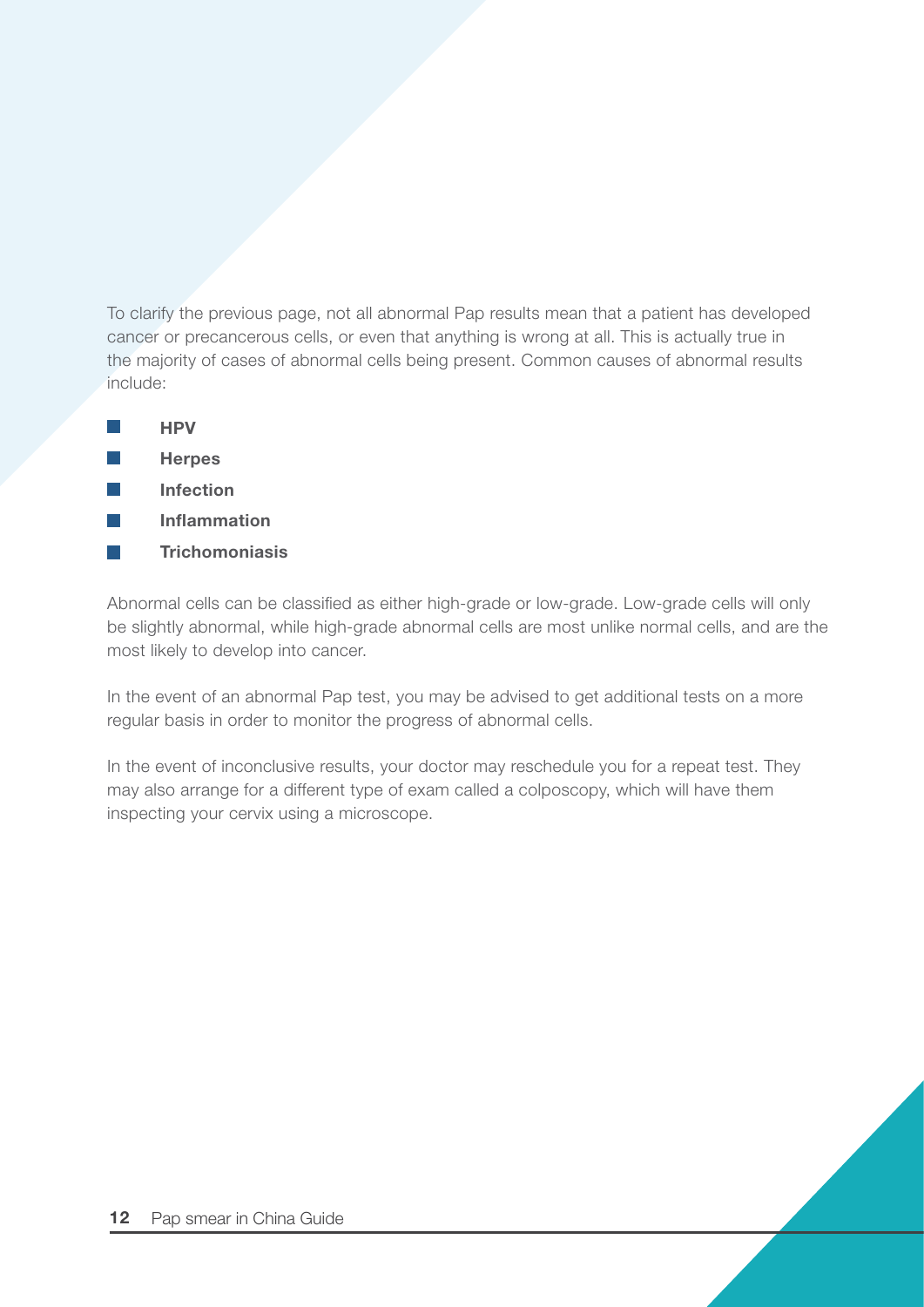To clarify the previous page, not all abnormal Pap results mean that a patient has developed cancer or precancerous cells, or even that anything is wrong at all. This is actually true in the majority of cases of abnormal cells being present. Common causes of abnormal results include:

- **HPV**
- **Herpes**
- **Infection**
- **Inflammation**
- **Trichomoniasis**

Abnormal cells can be classified as either high-grade or low-grade. Low-grade cells will only be slightly abnormal, while high-grade abnormal cells are most unlike normal cells, and are the most likely to develop into cancer.

In the event of an abnormal Pap test, you may be advised to get additional tests on a more regular basis in order to monitor the progress of abnormal cells.

In the event of inconclusive results, your doctor may reschedule you for a repeat test. They may also arrange for a different type of exam called a colposcopy, which will have them inspecting your cervix using a microscope.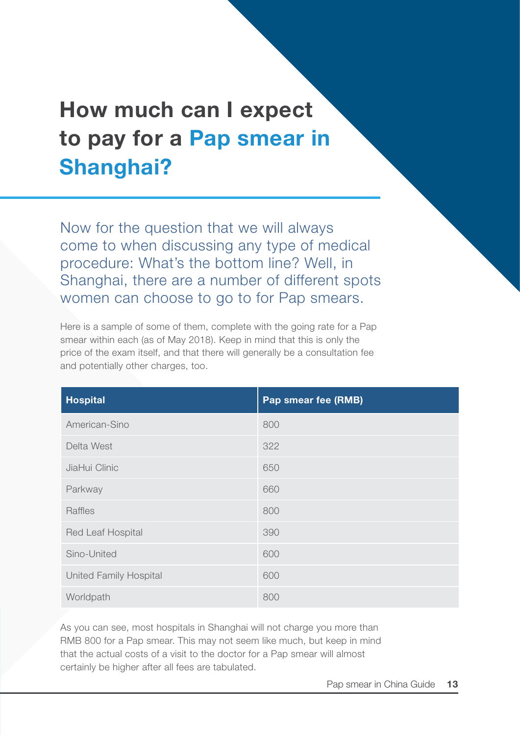# How much can I expect to pay for a Pap smear in Shanghai?

Now for the question that we will always come to when discussing any type of medical procedure: What's the bottom line? Well, in Shanghai, there are a number of different spots women can choose to go to for Pap smears.

Here is a sample of some of them, complete with the going rate for a Pap smear within each (as of May 2018). Keep in mind that this is only the price of the exam itself, and that there will generally be a consultation fee and potentially other charges, too.

| Hospital | Pap smear fee (RMB) |
|---|---|
| American-Sino | 800 |
| Delta West | 322 |
| JiaHui Clinic | 650 |
| Parkway | 660 |
| Raffles | 800 |
| Red Leaf Hospital | 390 |
| Sino-United | 600 |
| United Family Hospital | 600 |
| Worldpath | 800 |

As you can see, most hospitals in Shanghai will not charge you more than RMB 800 for a Pap smear. This may not seem like much, but keep in mind that the actual costs of a visit to the doctor for a Pap smear will almost certainly be higher after all fees are tabulated.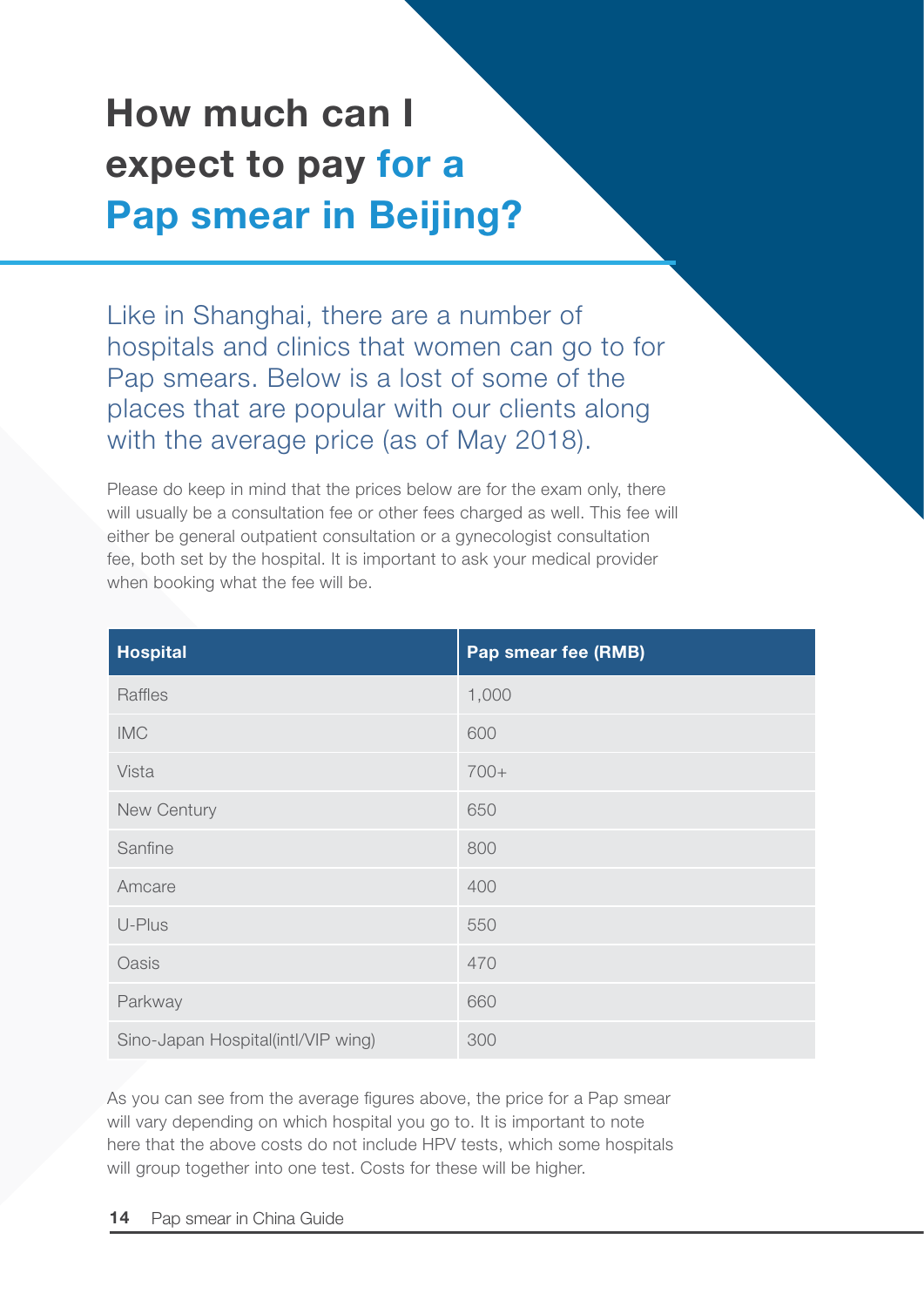# How much can I expect to pay for a Pap smear in Beijing?

Like in Shanghai, there are a number of hospitals and clinics that women can go to for Pap smears. Below is a lost of some of the places that are popular with our clients along with the average price (as of May 2018).

Please do keep in mind that the prices below are for the exam only, there will usually be a consultation fee or other fees charged as well. This fee will either be general outpatient consultation or a gynecologist consultation fee, both set by the hospital. It is important to ask your medical provider when booking what the fee will be.

| Hospital | Pap smear fee (RMB) |
| --- | --- |
| Raffles | 1,000 |
| IMC | 600 |
| Vista | 700+ |
| New Century | 650 |
| Sanfine | 800 |
| Amcare | 400 |
| U-Plus | 550 |
| Oasis | 470 |
| Parkway | 660 |
| Sino-Japan Hospital(intl/VIP wing) | 300 |

As you can see from the average figures above, the price for a Pap smear will vary depending on which hospital you go to. It is important to note here that the above costs do not include HPV tests, which some hospitals will group together into one test. Costs for these will be higher.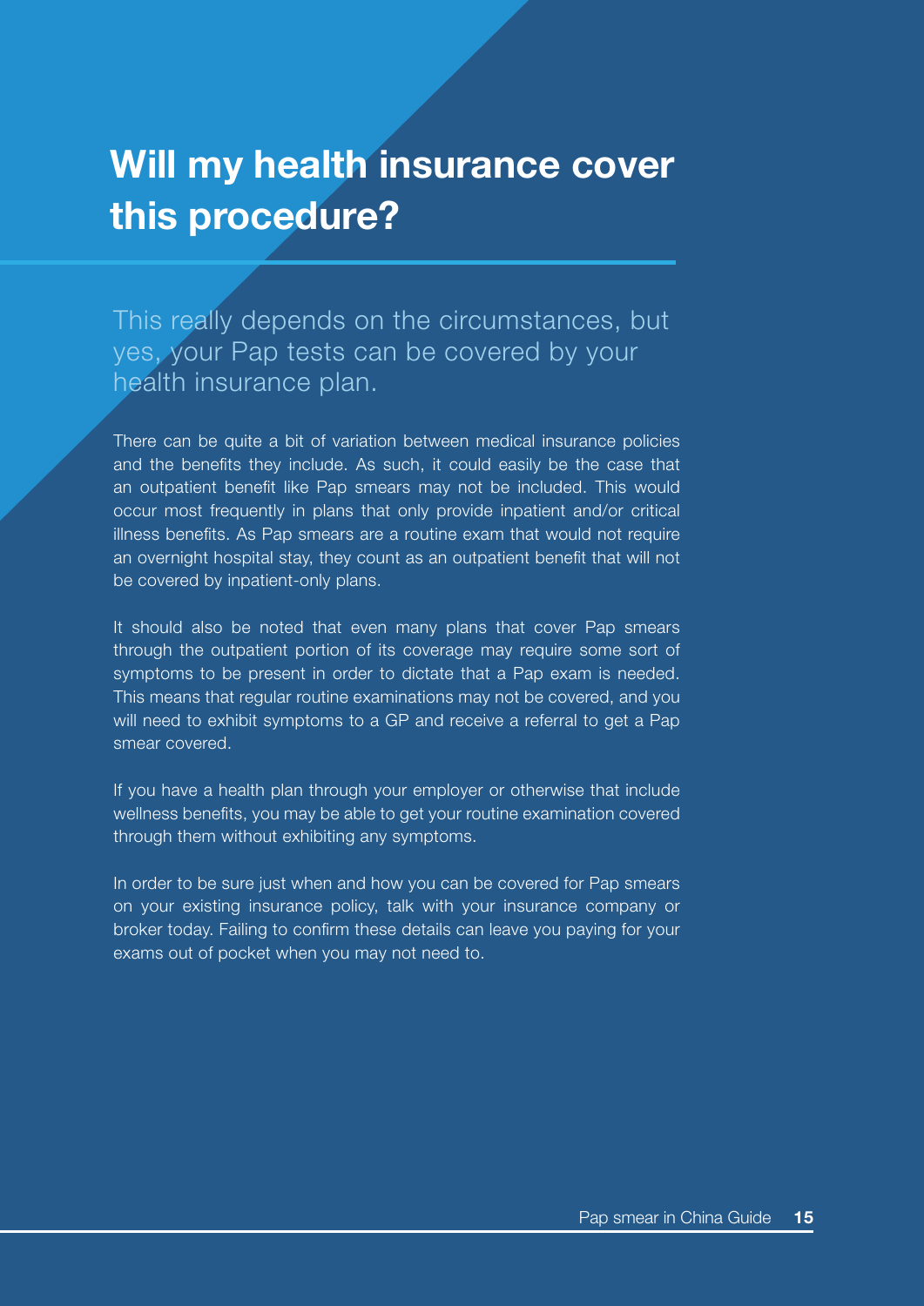# Will my health insurance cover this procedure?

This really depends on the circumstances, but yes, your Pap tests can be covered by your health insurance plan.

There can be quite a bit of variation between medical insurance policies and the benefits they include. As such, it could easily be the case that an outpatient benefit like Pap smears may not be included. This would occur most frequently in plans that only provide inpatient and/or critical illness benefits. As Pap smears are a routine exam that would not require an overnight hospital stay, they count as an outpatient benefit that will not be covered by inpatient-only plans.

It should also be noted that even many plans that cover Pap smears through the outpatient portion of its coverage may require some sort of symptoms to be present in order to dictate that a Pap exam is needed. This means that regular routine examinations may not be covered, and you will need to exhibit symptoms to a GP and receive a referral to get a Pap smear covered.

If you have a health plan through your employer or otherwise that include wellness benefits, you may be able to get your routine examination covered through them without exhibiting any symptoms.

In order to be sure just when and how you can be covered for Pap smears on your existing insurance policy, talk with your insurance company or broker today. Failing to confirm these details can leave you paying for your exams out of pocket when you may not need to.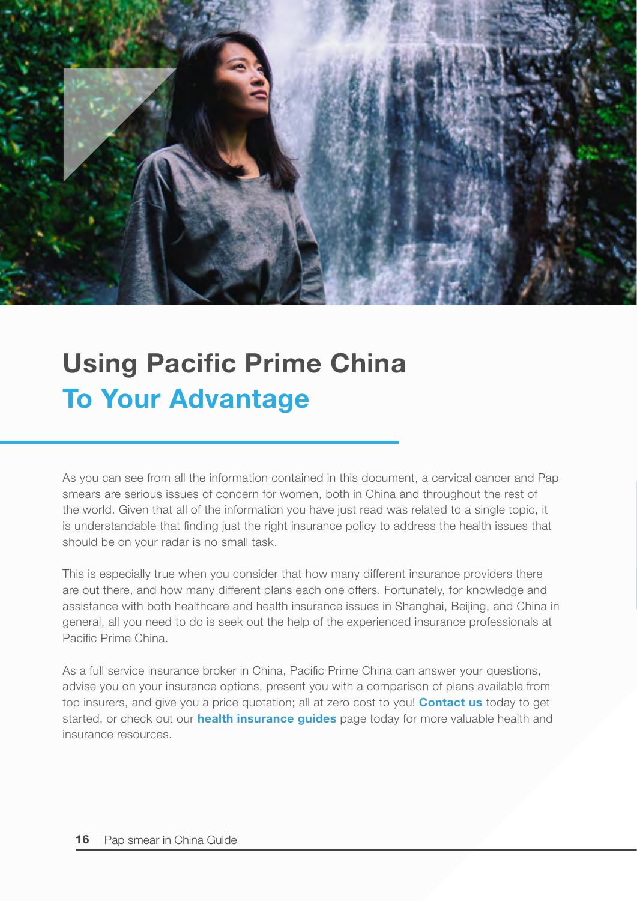# Using Pacific Prime China To Your Advantage

As you can see from all the information contained in this document, a cervical cancer and Pap smears are serious issues of concern for women, both in China and throughout the rest of the world. Given that all of the information you have just read was related to a single topic, it is understandable that finding just the right insurance policy to address the health issues that should be on your radar is no small task.

This is especially true when you consider that how many different insurance providers there are out there, and how many different plans each one offers. Fortunately, for knowledge and assistance with both healthcare and health insurance issues in Shanghai, Beijing, and China in general, all you need to do is seek out the help of the experienced insurance professionals at Pacific Prime China.

As a full service insurance broker in China, Pacific Prime China can answer your questions, advise you on your insurance options, present you with a comparison of plans available from top insurers, and give you a price quotation; all at zero cost to you! **Contact us** today to get started, or check out our **health insurance guides** page today for more valuable health and insurance resources.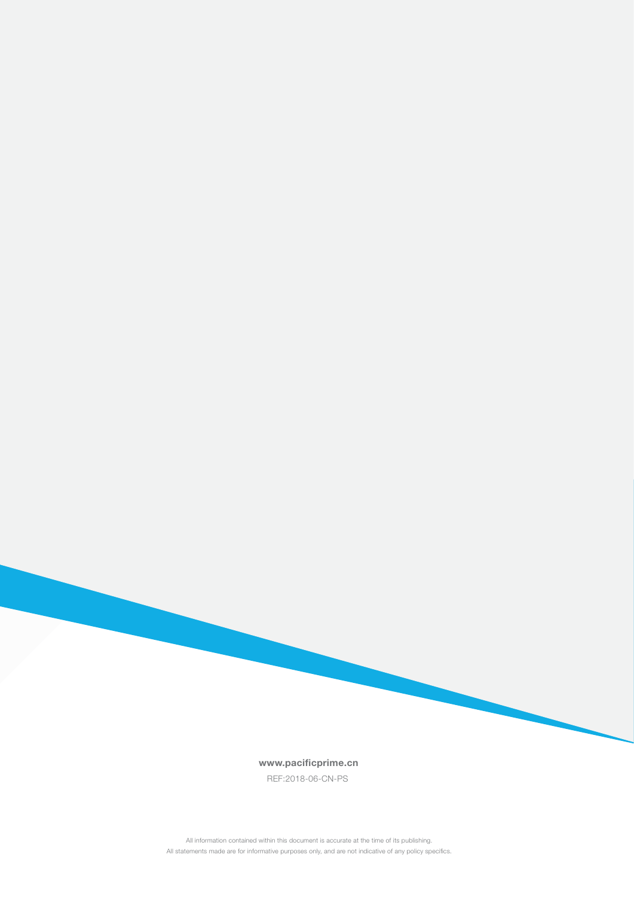**www.pacificprime.cn**

REF:2018-06-CN-PS

All information contained within this document is accurate at the time of its publishing.
All statements made are for informative purposes only, and are not indicative of any policy specifics.